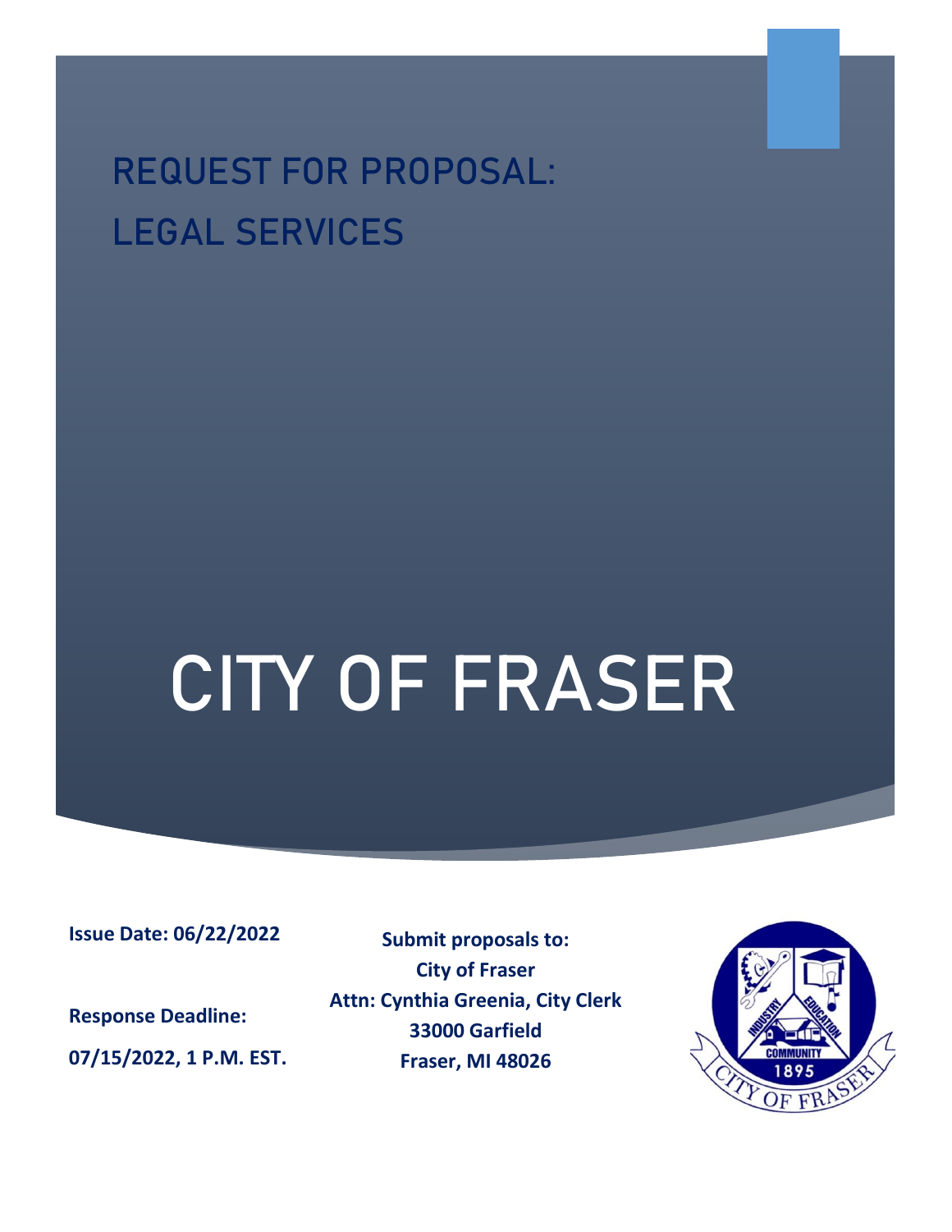# REQUEST FOR PROPOSAL: LEGAL SERVICES

# CITY OF FRASER

**Issue Date: 06/22/2022**

**Response Deadline:**

**07/15/2022, 1 P.M. EST.**

**Submit proposals to:**
**City of Fraser**
**Attn: Cynthia Greenia, City Clerk**
**33000 Garfield**
**Fraser, MI 48026**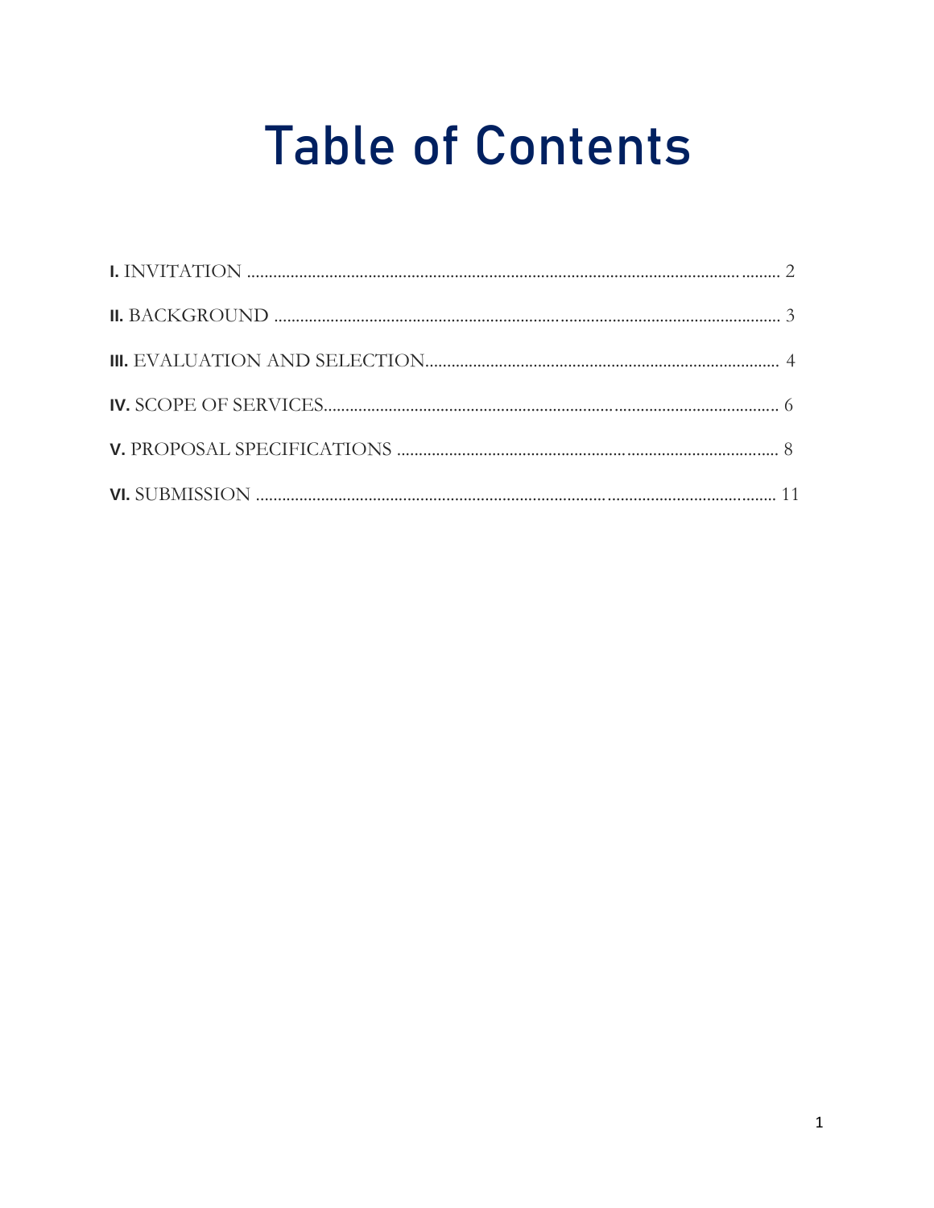# Table of Contents

**I.** INVITATION ........................................................................................................ 2

**II.** BACKGROUND ................................................................................................. 3

**III.** EVALUATION AND SELECTION.................................................................. 4

**IV.** SCOPE OF SERVICES........................................................................................ 6

**V.** PROPOSAL SPECIFICATIONS ........................................................................ 8

**VI.** SUBMISSION ...................................................................................................... 11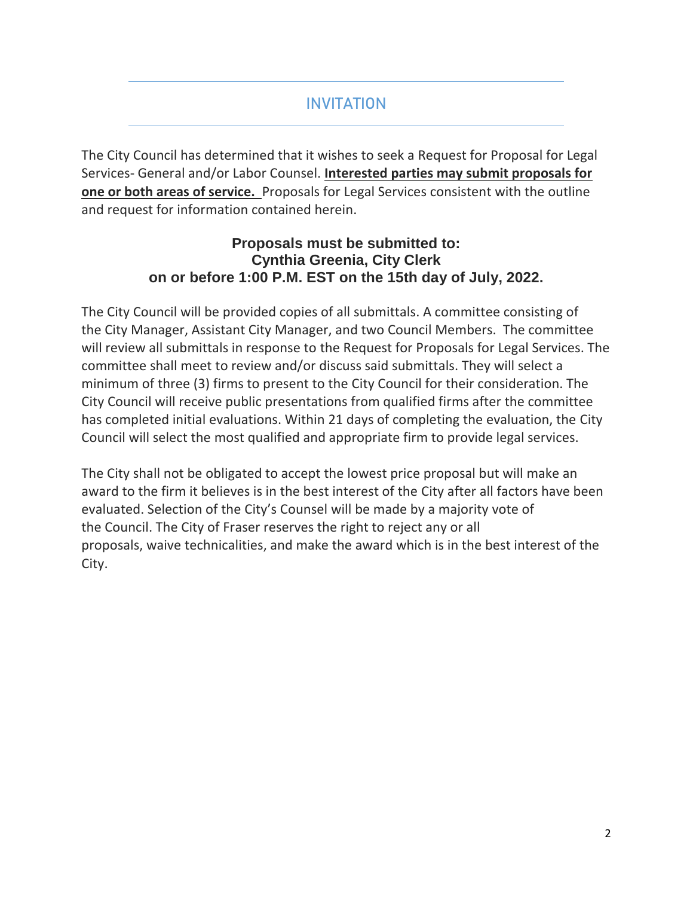## INVITATION

The City Council has determined that it wishes to seek a Request for Proposal for Legal Services- General and/or Labor Counsel. **Interested parties may submit proposals for one or both areas of service.** Proposals for Legal Services consistent with the outline and request for information contained herein.

**Proposals must be submitted to:**
**Cynthia Greenia, City Clerk**
**on or before 1:00 P.M. EST on the 15th day of July, 2022.**

The City Council will be provided copies of all submittals. A committee consisting of the City Manager, Assistant City Manager, and two Council Members. The committee will review all submittals in response to the Request for Proposals for Legal Services. The committee shall meet to review and/or discuss said submittals. They will select a minimum of three (3) firms to present to the City Council for their consideration. The City Council will receive public presentations from qualified firms after the committee has completed initial evaluations. Within 21 days of completing the evaluation, the City Council will select the most qualified and appropriate firm to provide legal services.

The City shall not be obligated to accept the lowest price proposal but will make an award to the firm it believes is in the best interest of the City after all factors have been evaluated. Selection of the City's Counsel will be made by a majority vote of the Council. The City of Fraser reserves the right to reject any or all proposals, waive technicalities, and make the award which is in the best interest of the City.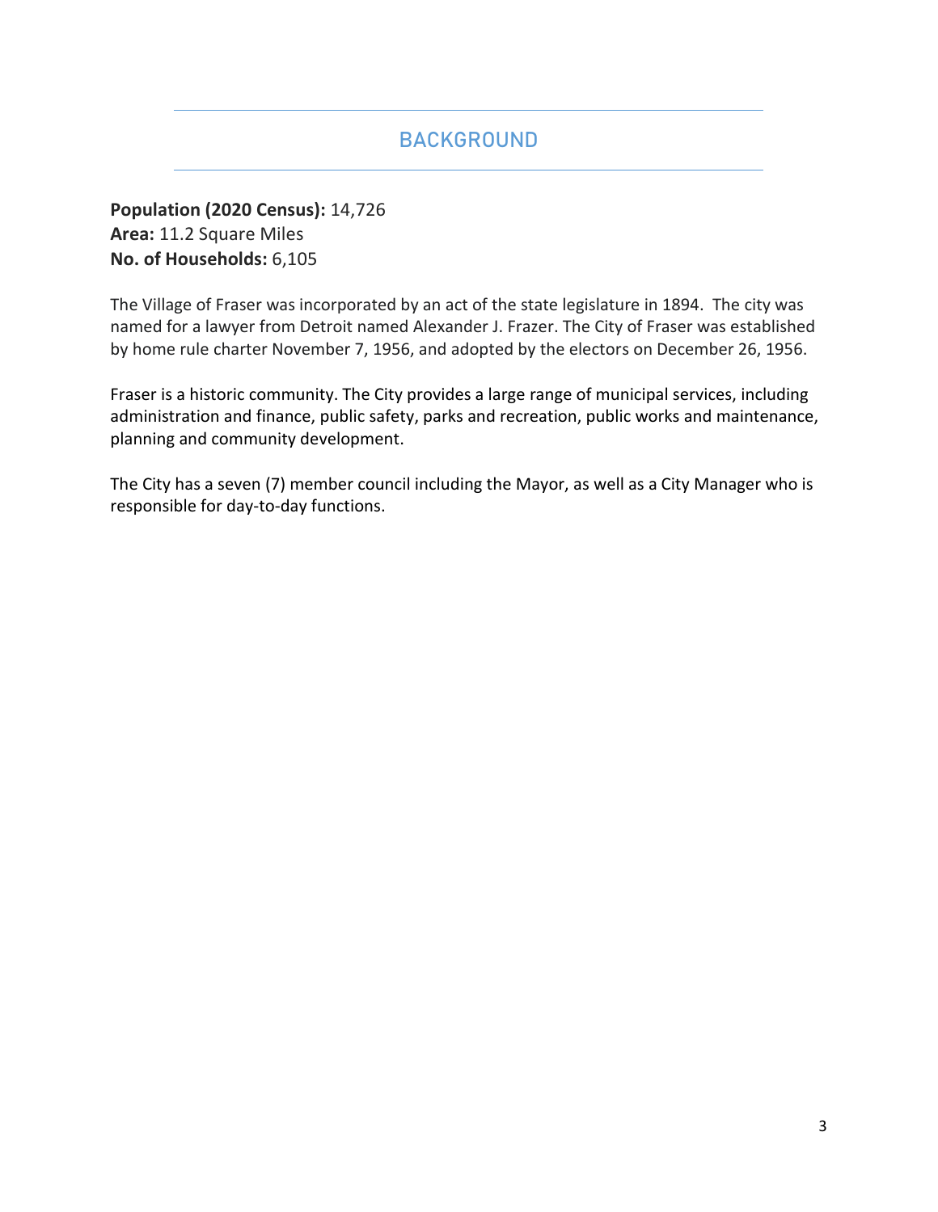## BACKGROUND

**Population (2020 Census):** 14,726
**Area:** 11.2 Square Miles
**No. of Households:** 6,105

The Village of Fraser was incorporated by an act of the state legislature in 1894. The city was named for a lawyer from Detroit named Alexander J. Frazer. The City of Fraser was established by home rule charter November 7, 1956, and adopted by the electors on December 26, 1956.

Fraser is a historic community. The City provides a large range of municipal services, including administration and finance, public safety, parks and recreation, public works and maintenance, planning and community development.

The City has a seven (7) member council including the Mayor, as well as a City Manager who is responsible for day-to-day functions.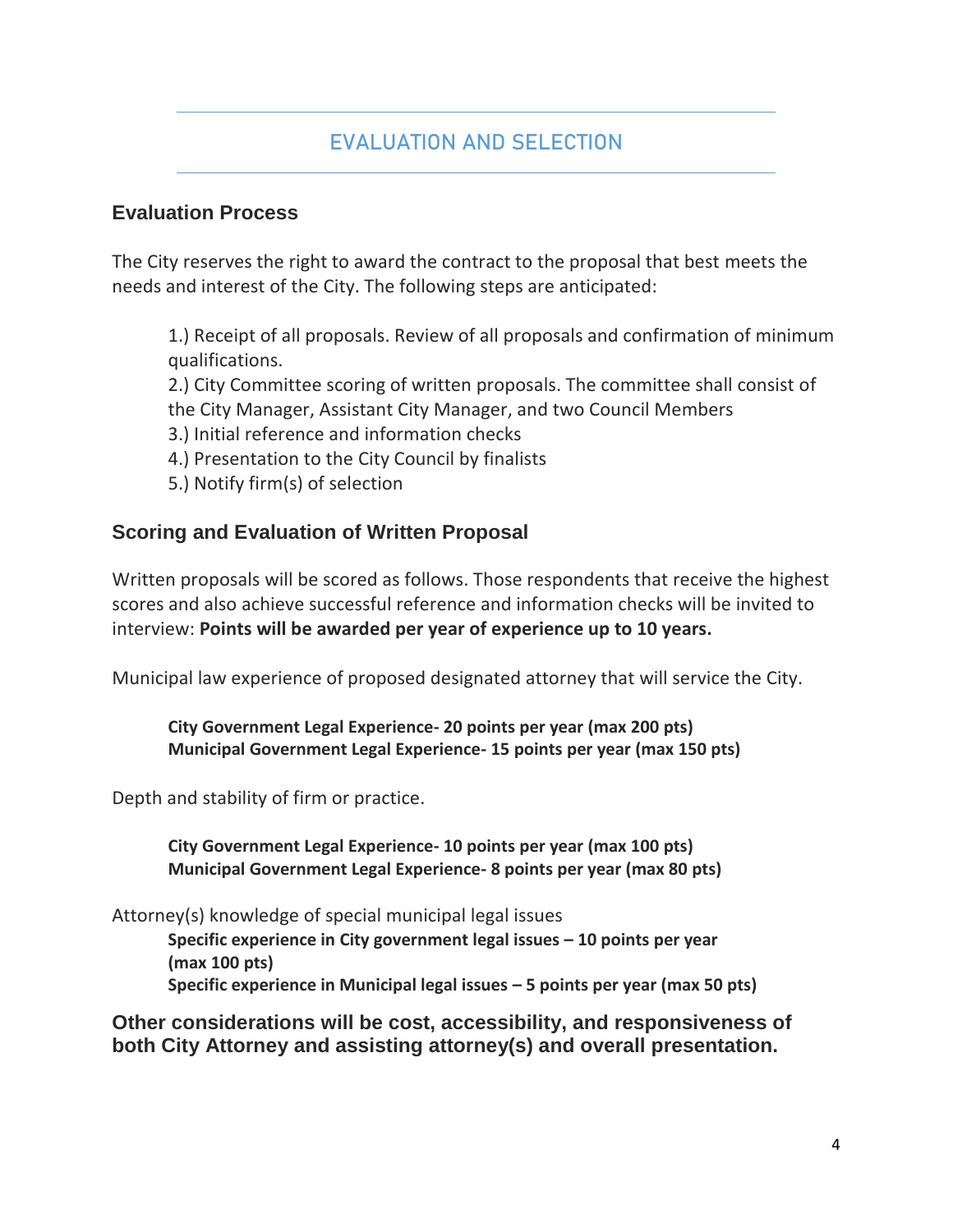## EVALUATION AND SELECTION

### Evaluation Process

The City reserves the right to award the contract to the proposal that best meets the needs and interest of the City. The following steps are anticipated:

1.) Receipt of all proposals. Review of all proposals and confirmation of minimum qualifications.
2.) City Committee scoring of written proposals. The committee shall consist of the City Manager, Assistant City Manager, and two Council Members
3.) Initial reference and information checks
4.) Presentation to the City Council by finalists
5.) Notify firm(s) of selection

### Scoring and Evaluation of Written Proposal

Written proposals will be scored as follows. Those respondents that receive the highest scores and also achieve successful reference and information checks will be invited to interview: **Points will be awarded per year of experience up to 10 years.**

Municipal law experience of proposed designated attorney that will service the City.

> **City Government Legal Experience- 20 points per year (max 200 pts)**
> **Municipal Government Legal Experience- 15 points per year (max 150 pts)**

Depth and stability of firm or practice.

> **City Government Legal Experience- 10 points per year (max 100 pts)**
> **Municipal Government Legal Experience- 8 points per year (max 80 pts)**

Attorney(s) knowledge of special municipal legal issues

> **Specific experience in City government legal issues – 10 points per year (max 100 pts)**
> **Specific experience in Municipal legal issues – 5 points per year (max 50 pts)**

**Other considerations will be cost, accessibility, and responsiveness of both City Attorney and assisting attorney(s) and overall presentation.**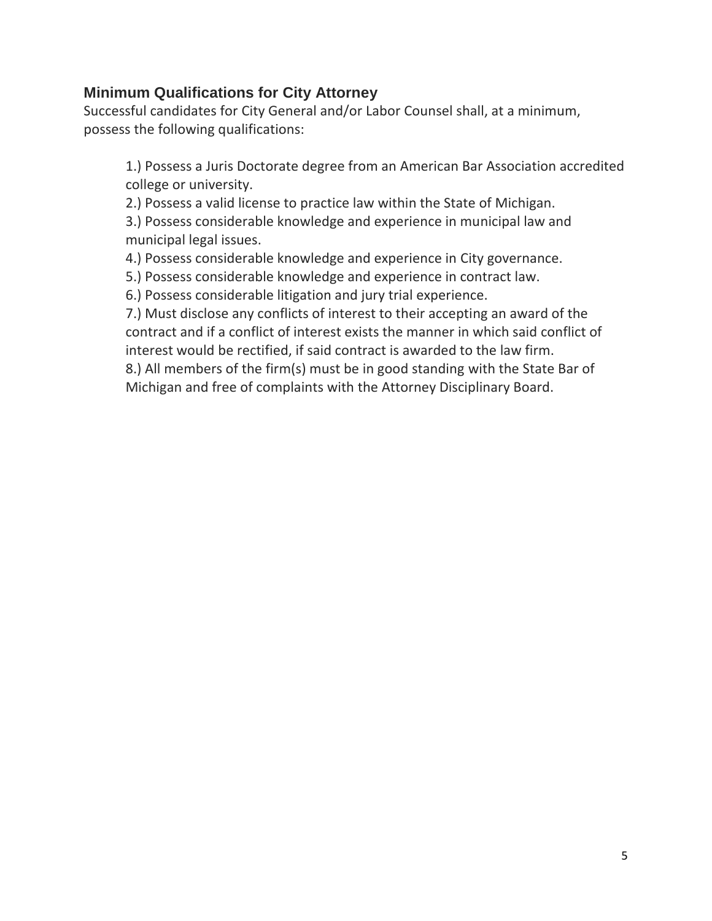## Minimum Qualifications for City Attorney

Successful candidates for City General and/or Labor Counsel shall, at a minimum, possess the following qualifications:

1.) Possess a Juris Doctorate degree from an American Bar Association accredited college or university.

2.) Possess a valid license to practice law within the State of Michigan.

3.) Possess considerable knowledge and experience in municipal law and municipal legal issues.

4.) Possess considerable knowledge and experience in City governance.

5.) Possess considerable knowledge and experience in contract law.

6.) Possess considerable litigation and jury trial experience.

7.) Must disclose any conflicts of interest to their accepting an award of the contract and if a conflict of interest exists the manner in which said conflict of interest would be rectified, if said contract is awarded to the law firm.

8.) All members of the firm(s) must be in good standing with the State Bar of Michigan and free of complaints with the Attorney Disciplinary Board.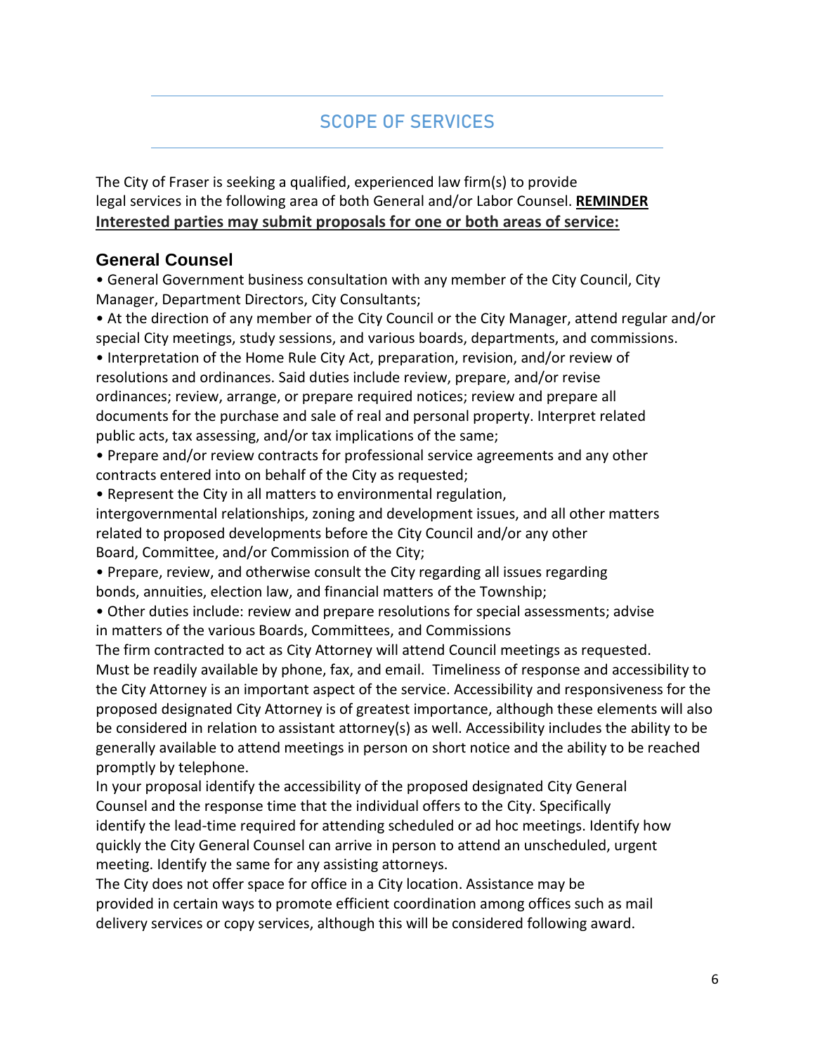# SCOPE OF SERVICES

The City of Fraser is seeking a qualified, experienced law firm(s) to provide legal services in the following area of both General and/or Labor Counsel. **<u>REMINDER Interested parties may submit proposals for one or both areas of service:</u>**

## General Counsel

- General Government business consultation with any member of the City Council, City Manager, Department Directors, City Consultants;
- At the direction of any member of the City Council or the City Manager, attend regular and/or special City meetings, study sessions, and various boards, departments, and commissions.
- Interpretation of the Home Rule City Act, preparation, revision, and/or review of resolutions and ordinances. Said duties include review, prepare, and/or revise ordinances; review, arrange, or prepare required notices; review and prepare all documents for the purchase and sale of real and personal property. Interpret related public acts, tax assessing, and/or tax implications of the same;
- Prepare and/or review contracts for professional service agreements and any other contracts entered into on behalf of the City as requested;
- Represent the City in all matters to environmental regulation, intergovernmental relationships, zoning and development issues, and all other matters related to proposed developments before the City Council and/or any other Board, Committee, and/or Commission of the City;
- Prepare, review, and otherwise consult the City regarding all issues regarding bonds, annuities, election law, and financial matters of the Township;
- Other duties include: review and prepare resolutions for special assessments; advise in matters of the various Boards, Committees, and Commissions

The firm contracted to act as City Attorney will attend Council meetings as requested. Must be readily available by phone, fax, and email. Timeliness of response and accessibility to the City Attorney is an important aspect of the service. Accessibility and responsiveness for the proposed designated City Attorney is of greatest importance, although these elements will also be considered in relation to assistant attorney(s) as well. Accessibility includes the ability to be generally available to attend meetings in person on short notice and the ability to be reached promptly by telephone.

In your proposal identify the accessibility of the proposed designated City General Counsel and the response time that the individual offers to the City. Specifically identify the lead-time required for attending scheduled or ad hoc meetings. Identify how quickly the City General Counsel can arrive in person to attend an unscheduled, urgent meeting. Identify the same for any assisting attorneys.

The City does not offer space for office in a City location. Assistance may be provided in certain ways to promote efficient coordination among offices such as mail delivery services or copy services, although this will be considered following award.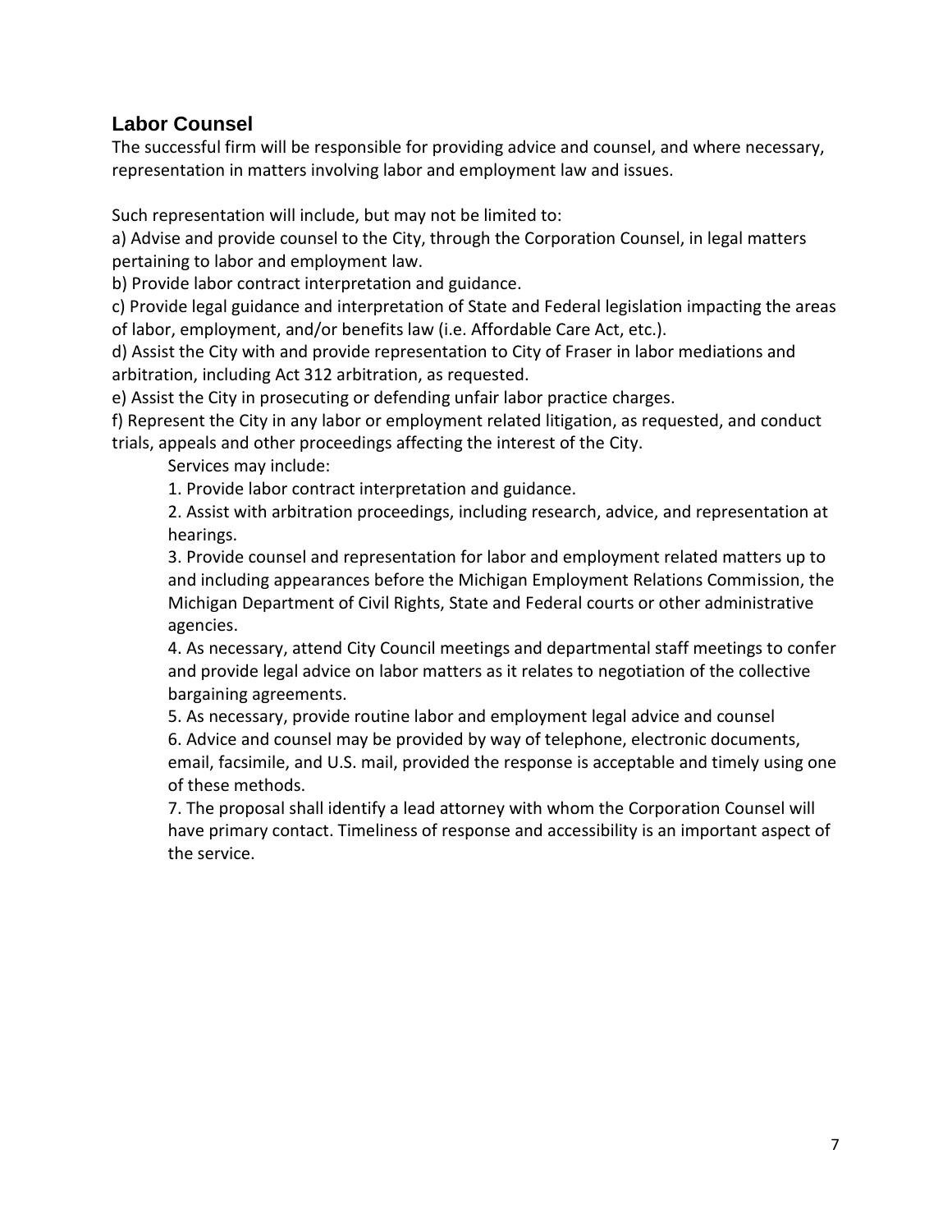## Labor Counsel

The successful firm will be responsible for providing advice and counsel, and where necessary, representation in matters involving labor and employment law and issues.

Such representation will include, but may not be limited to:

a) Advise and provide counsel to the City, through the Corporation Counsel, in legal matters pertaining to labor and employment law.

b) Provide labor contract interpretation and guidance.

c) Provide legal guidance and interpretation of State and Federal legislation impacting the areas of labor, employment, and/or benefits law (i.e. Affordable Care Act, etc.).

d) Assist the City with and provide representation to City of Fraser in labor mediations and arbitration, including Act 312 arbitration, as requested.

e) Assist the City in prosecuting or defending unfair labor practice charges.

f) Represent the City in any labor or employment related litigation, as requested, and conduct trials, appeals and other proceedings affecting the interest of the City.

Services may include:

1. Provide labor contract interpretation and guidance.
2. Assist with arbitration proceedings, including research, advice, and representation at hearings.
3. Provide counsel and representation for labor and employment related matters up to and including appearances before the Michigan Employment Relations Commission, the Michigan Department of Civil Rights, State and Federal courts or other administrative agencies.
4. As necessary, attend City Council meetings and departmental staff meetings to confer and provide legal advice on labor matters as it relates to negotiation of the collective bargaining agreements.
5. As necessary, provide routine labor and employment legal advice and counsel
6. Advice and counsel may be provided by way of telephone, electronic documents, email, facsimile, and U.S. mail, provided the response is acceptable and timely using one of these methods.
7. The proposal shall identify a lead attorney with whom the Corporation Counsel will have primary contact. Timeliness of response and accessibility is an important aspect of the service.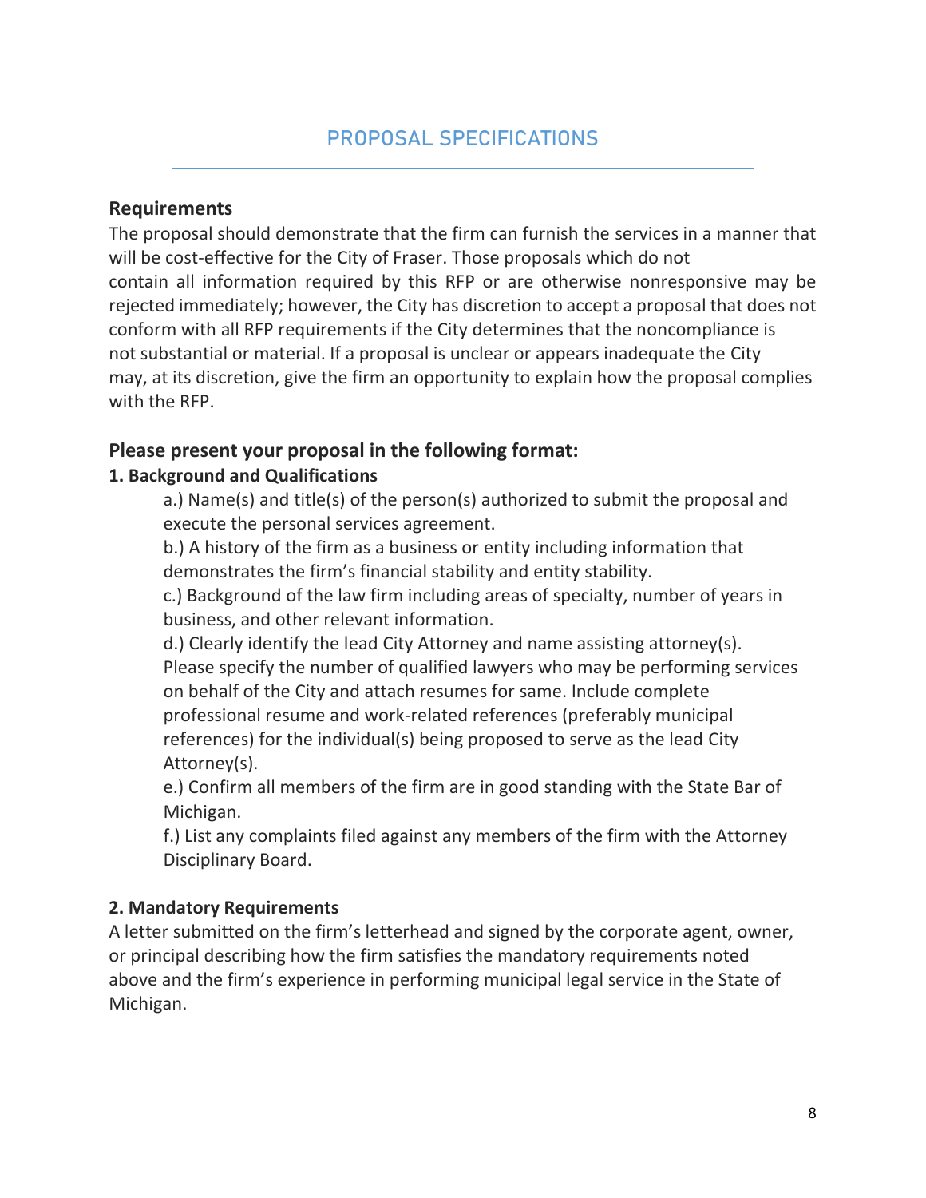## PROPOSAL SPECIFICATIONS

### Requirements

The proposal should demonstrate that the firm can furnish the services in a manner that will be cost-effective for the City of Fraser. Those proposals which do not contain all information required by this RFP or are otherwise nonresponsive may be rejected immediately; however, the City has discretion to accept a proposal that does not conform with all RFP requirements if the City determines that the noncompliance is not substantial or material. If a proposal is unclear or appears inadequate the City may, at its discretion, give the firm an opportunity to explain how the proposal complies with the RFP.

### Please present your proposal in the following format:

**1. Background and Qualifications**

a.) Name(s) and title(s) of the person(s) authorized to submit the proposal and execute the personal services agreement.

b.) A history of the firm as a business or entity including information that demonstrates the firm's financial stability and entity stability.

c.) Background of the law firm including areas of specialty, number of years in business, and other relevant information.

d.) Clearly identify the lead City Attorney and name assisting attorney(s). Please specify the number of qualified lawyers who may be performing services on behalf of the City and attach resumes for same. Include complete professional resume and work-related references (preferably municipal references) for the individual(s) being proposed to serve as the lead City Attorney(s).

e.) Confirm all members of the firm are in good standing with the State Bar of Michigan.

f.) List any complaints filed against any members of the firm with the Attorney Disciplinary Board.

**2. Mandatory Requirements**

A letter submitted on the firm's letterhead and signed by the corporate agent, owner, or principal describing how the firm satisfies the mandatory requirements noted above and the firm's experience in performing municipal legal service in the State of Michigan.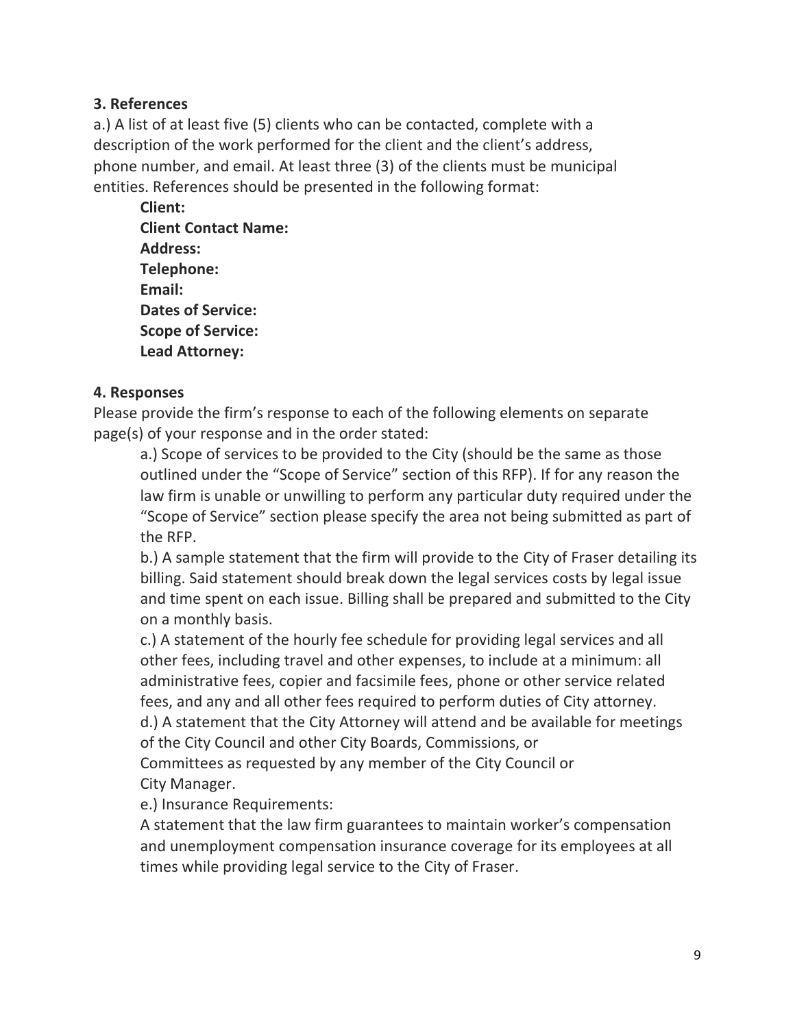**3. References**

a.) A list of at least five (5) clients who can be contacted, complete with a description of the work performed for the client and the client's address, phone number, and email. At least three (3) of the clients must be municipal entities. References should be presented in the following format:

**Client:**
**Client Contact Name:**
**Address:**
**Telephone:**
**Email:**
**Dates of Service:**
**Scope of Service:**
**Lead Attorney:**

**4. Responses**

Please provide the firm's response to each of the following elements on separate page(s) of your response and in the order stated:

a.) Scope of services to be provided to the City (should be the same as those outlined under the "Scope of Service" section of this RFP). If for any reason the law firm is unable or unwilling to perform any particular duty required under the "Scope of Service" section please specify the area not being submitted as part of the RFP.

b.) A sample statement that the firm will provide to the City of Fraser detailing its billing. Said statement should break down the legal services costs by legal issue and time spent on each issue. Billing shall be prepared and submitted to the City on a monthly basis.

c.) A statement of the hourly fee schedule for providing legal services and all other fees, including travel and other expenses, to include at a minimum: all administrative fees, copier and facsimile fees, phone or other service related fees, and any and all other fees required to perform duties of City attorney.

d.) A statement that the City Attorney will attend and be available for meetings of the City Council and other City Boards, Commissions, or Committees as requested by any member of the City Council or City Manager.

e.) Insurance Requirements:
A statement that the law firm guarantees to maintain worker's compensation and unemployment compensation insurance coverage for its employees at all times while providing legal service to the City of Fraser.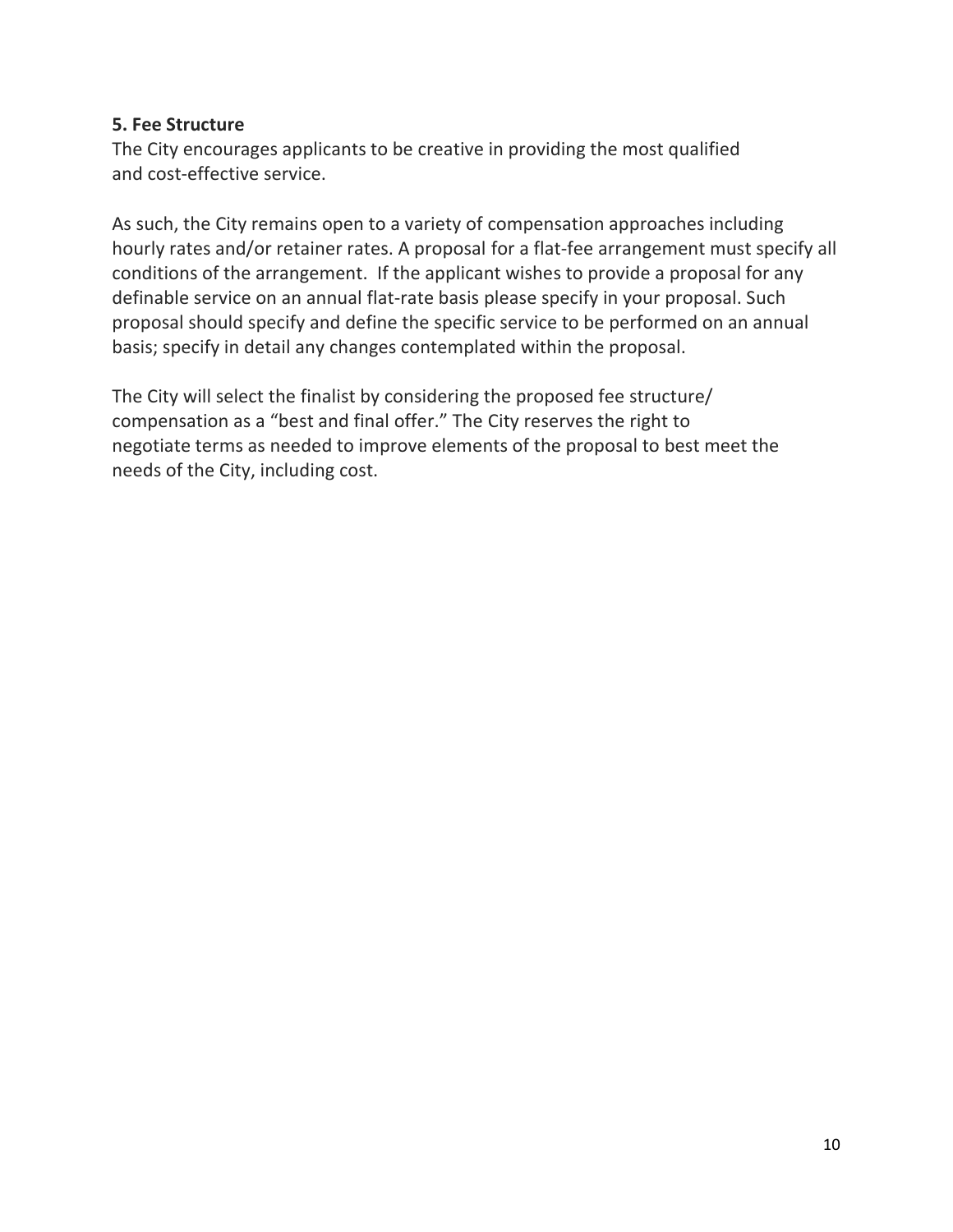**5. Fee Structure**

The City encourages applicants to be creative in providing the most qualified and cost-effective service.

As such, the City remains open to a variety of compensation approaches including hourly rates and/or retainer rates. A proposal for a flat-fee arrangement must specify all conditions of the arrangement. If the applicant wishes to provide a proposal for any definable service on an annual flat-rate basis please specify in your proposal. Such proposal should specify and define the specific service to be performed on an annual basis; specify in detail any changes contemplated within the proposal.

The City will select the finalist by considering the proposed fee structure/ compensation as a "best and final offer." The City reserves the right to negotiate terms as needed to improve elements of the proposal to best meet the needs of the City, including cost.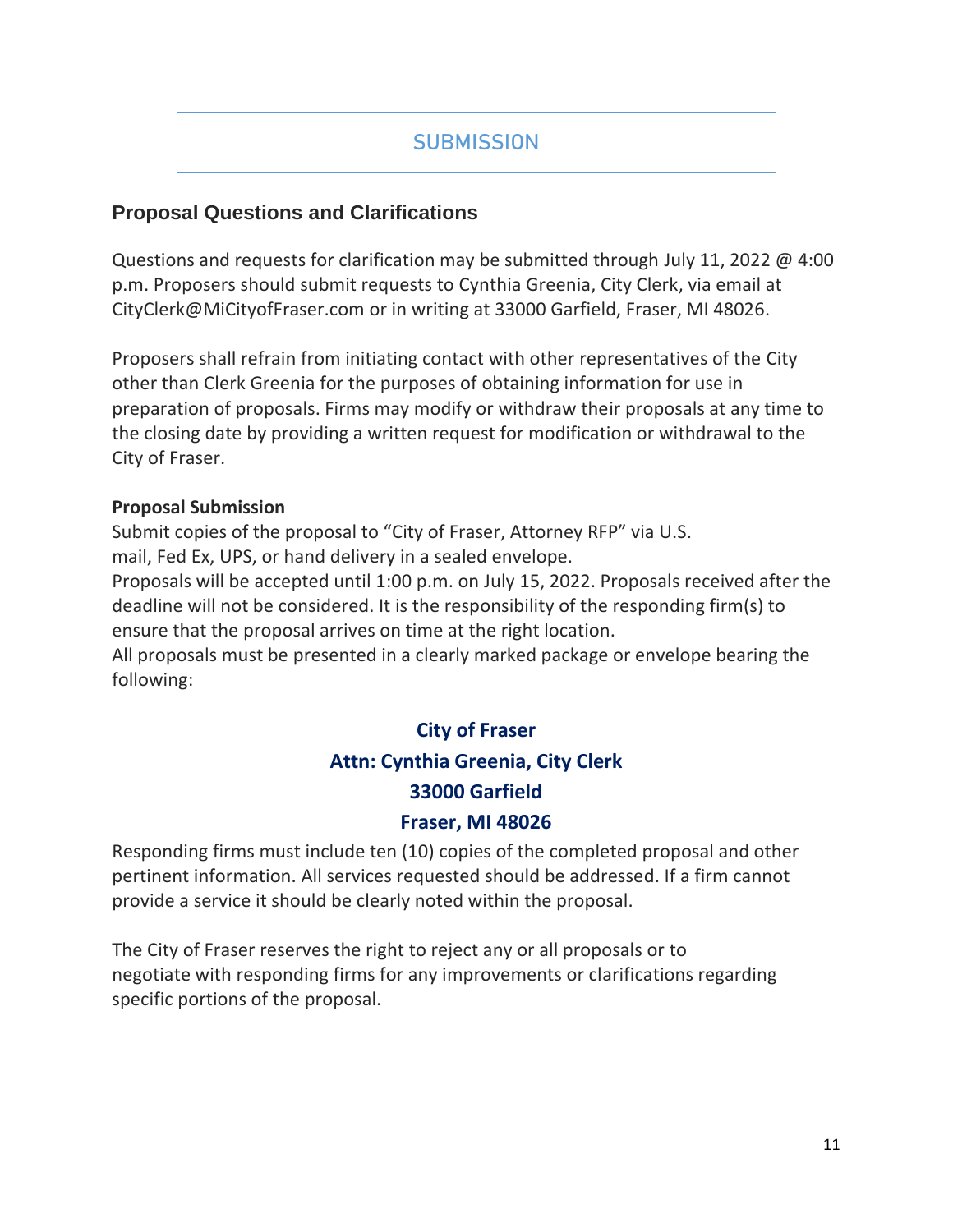# SUBMISSION

## Proposal Questions and Clarifications

Questions and requests for clarification may be submitted through July 11, 2022 @ 4:00 p.m. Proposers should submit requests to Cynthia Greenia, City Clerk, via email at CityClerk@MiCityofFraser.com or in writing at 33000 Garfield, Fraser, MI 48026.

Proposers shall refrain from initiating contact with other representatives of the City other than Clerk Greenia for the purposes of obtaining information for use in preparation of proposals. Firms may modify or withdraw their proposals at any time to the closing date by providing a written request for modification or withdrawal to the City of Fraser.

**Proposal Submission**

Submit copies of the proposal to "City of Fraser, Attorney RFP" via U.S. mail, Fed Ex, UPS, or hand delivery in a sealed envelope.

Proposals will be accepted until 1:00 p.m. on July 15, 2022. Proposals received after the deadline will not be considered. It is the responsibility of the responding firm(s) to ensure that the proposal arrives on time at the right location.

All proposals must be presented in a clearly marked package or envelope bearing the following:

**City of Fraser**
**Attn: Cynthia Greenia, City Clerk**
**33000 Garfield**
**Fraser, MI 48026**

Responding firms must include ten (10) copies of the completed proposal and other pertinent information. All services requested should be addressed. If a firm cannot provide a service it should be clearly noted within the proposal.

The City of Fraser reserves the right to reject any or all proposals or to negotiate with responding firms for any improvements or clarifications regarding specific portions of the proposal.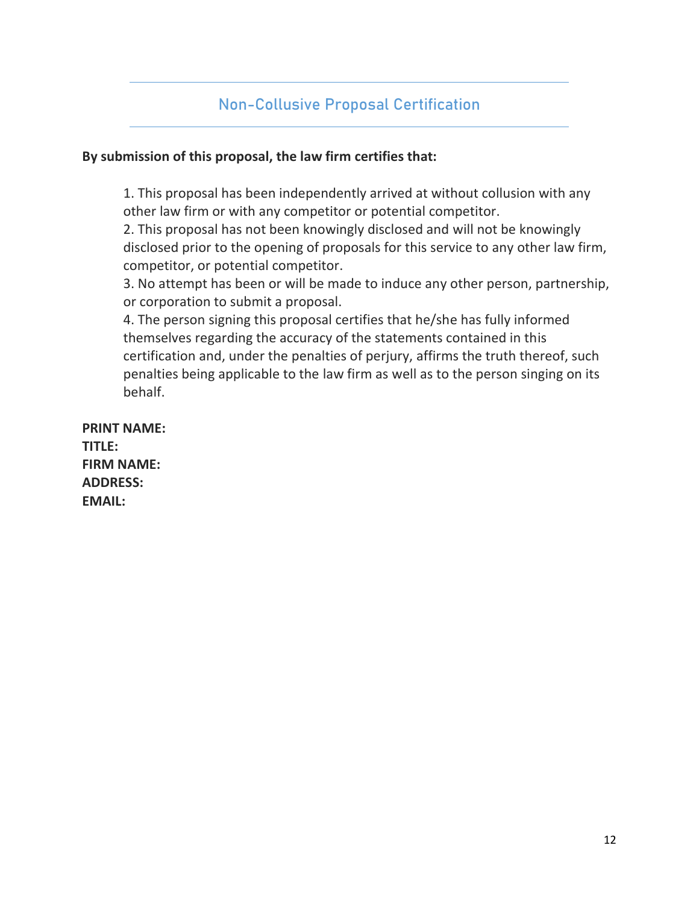## Non-Collusive Proposal Certification

**By submission of this proposal, the law firm certifies that:**

1. This proposal has been independently arrived at without collusion with any other law firm or with any competitor or potential competitor.
2. This proposal has not been knowingly disclosed and will not be knowingly disclosed prior to the opening of proposals for this service to any other law firm, competitor, or potential competitor.
3. No attempt has been or will be made to induce any other person, partnership, or corporation to submit a proposal.
4. The person signing this proposal certifies that he/she has fully informed themselves regarding the accuracy of the statements contained in this certification and, under the penalties of perjury, affirms the truth thereof, such penalties being applicable to the law firm as well as to the person singing on its behalf.

**PRINT NAME:**
**TITLE:**
**FIRM NAME:**
**ADDRESS:**
**EMAIL:**